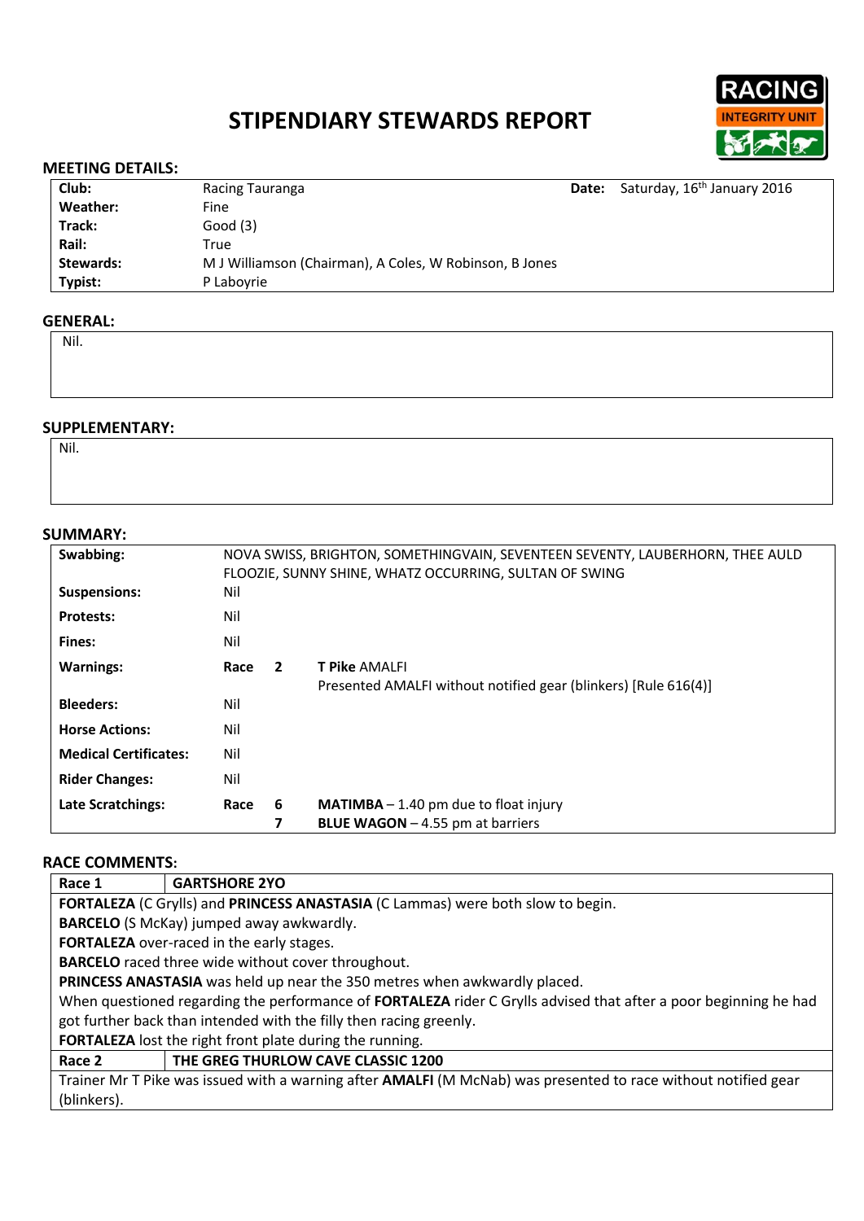# STIPENDIARY STEWARDS REPORT

## MEETING DETAILS:

| | | | |
|---|---|---|---|
| **Club:** | Racing Tauranga | **Date:** | Saturday, 16th January 2016 |
| **Weather:** | Fine | | |
| **Track:** | Good (3) | | |
| **Rail:** | True | | |
| **Stewards:** | M J Williamson (Chairman), A Coles, W Robinson, B Jones | | |
| **Typist:** | P Laboyrie | | |

## GENERAL:

Nil.

## SUPPLEMENTARY:

Nil.

## SUMMARY:

| | | | |
|---|---|---|---|
| **Swabbing:** | NOVA SWISS, BRIGHTON, SOMETHINGVAIN, SEVENTEEN SEVENTY, LAUBERHORN, THEE AULD FLOOZIE, SUNNY SHINE, WHATZ OCCURRING, SULTAN OF SWING | | |
| **Suspensions:** | Nil | | |
| **Protests:** | Nil | | |
| **Fines:** | Nil | | |
| **Warnings:** | **Race** | **2** | **T Pike** AMALFI<br>Presented AMALFI without notified gear (blinkers) [Rule 616(4)] |
| **Bleeders:** | Nil | | |
| **Horse Actions:** | Nil | | |
| **Medical Certificates:** | Nil | | |
| **Rider Changes:** | Nil | | |
| **Late Scratchings:** | **Race** | **6** | **MATIMBA** – 1.40 pm due to float injury |
| | | **7** | **BLUE WAGON** – 4.55 pm at barriers |

## RACE COMMENTS:

| Race 1 | GARTSHORE 2YO |
|---|---|

**FORTALEZA** (C Grylls) and **PRINCESS ANASTASIA** (C Lammas) were both slow to begin.
**BARCELO** (S McKay) jumped away awkwardly.
**FORTALEZA** over-raced in the early stages.
**BARCELO** raced three wide without cover throughout.
**PRINCESS ANASTASIA** was held up near the 350 metres when awkwardly placed.
When questioned regarding the performance of **FORTALEZA** rider C Grylls advised that after a poor beginning he had got further back than intended with the filly then racing greenly.
**FORTALEZA** lost the right front plate during the running.

| Race 2 | THE GREG THURLOW CAVE CLASSIC 1200 |
|---|---|

Trainer Mr T Pike was issued with a warning after **AMALFI** (M McNab) was presented to race without notified gear (blinkers).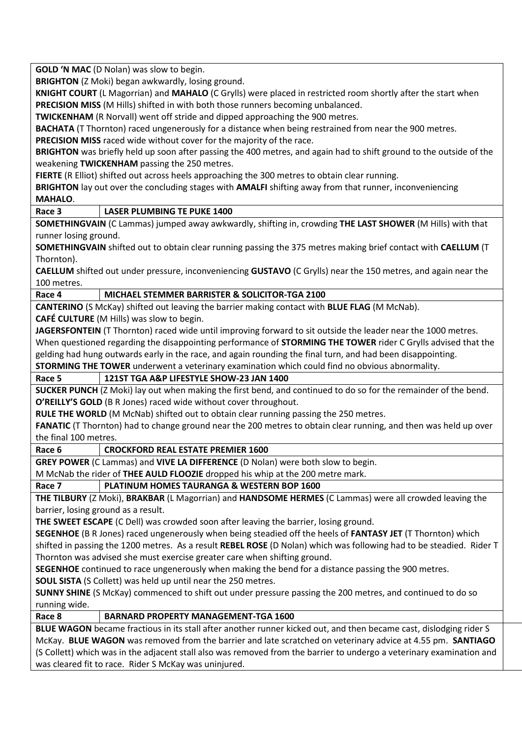**GOLD 'N MAC** (D Nolan) was slow to begin.
**BRIGHTON** (Z Moki) began awkwardly, losing ground.
**KNIGHT COURT** (L Magorrian) and **MAHALO** (C Grylls) were placed in restricted room shortly after the start when **PRECISION MISS** (M Hills) shifted in with both those runners becoming unbalanced.
**TWICKENHAM** (R Norvall) went off stride and dipped approaching the 900 metres.
**BACHATA** (T Thornton) raced ungenerously for a distance when being restrained from near the 900 metres.
**PRECISION MISS** raced wide without cover for the majority of the race.
**BRIGHTON** was briefly held up soon after passing the 400 metres, and again had to shift ground to the outside of the weakening **TWICKENHAM** passing the 250 metres.
**FIERTE** (R Elliot) shifted out across heels approaching the 300 metres to obtain clear running.
**BRIGHTON** lay out over the concluding stages with **AMALFI** shifting away from that runner, inconveniencing **MAHALO**.

| Race 3 | LASER PLUMBING TE PUKE 1400 |
|---|---|

**SOMETHINGVAIN** (C Lammas) jumped away awkwardly, shifting in, crowding **THE LAST SHOWER** (M Hills) with that runner losing ground.
**SOMETHINGVAIN** shifted out to obtain clear running passing the 375 metres making brief contact with **CAELLUM** (T Thornton).
**CAELLUM** shifted out under pressure, inconveniencing **GUSTAVO** (C Grylls) near the 150 metres, and again near the 100 metres.

| Race 4 | MICHAEL STEMMER BARRISTER & SOLICITOR-TGA 2100 |
|---|---|

**CANTERINO** (S McKay) shifted out leaving the barrier making contact with **BLUE FLAG** (M McNab).
**CAFÉ CULTURE** (M Hills) was slow to begin.
**JAGERSFONTEIN** (T Thornton) raced wide until improving forward to sit outside the leader near the 1000 metres.
When questioned regarding the disappointing performance of **STORMING THE TOWER** rider C Grylls advised that the gelding had hung outwards early in the race, and again rounding the final turn, and had been disappointing.
**STORMING THE TOWER** underwent a veterinary examination which could find no obvious abnormality.

| Race 5 | 121ST TGA A&P LIFESTYLE SHOW-23 JAN 1400 |
|---|---|

**SUCKER PUNCH** (Z Moki) lay out when making the first bend, and continued to do so for the remainder of the bend.
**O'REILLY'S GOLD** (B R Jones) raced wide without cover throughout.
**RULE THE WORLD** (M McNab) shifted out to obtain clear running passing the 250 metres.
**FANATIC** (T Thornton) had to change ground near the 200 metres to obtain clear running, and then was held up over the final 100 metres.

| Race 6 | CROCKFORD REAL ESTATE PREMIER 1600 |
|---|---|

**GREY POWER** (C Lammas) and **VIVE LA DIFFERENCE** (D Nolan) were both slow to begin.
M McNab the rider of **THEE AULD FLOOZIE** dropped his whip at the 200 metre mark.

| Race 7 | PLATINUM HOMES TAURANGA & WESTERN BOP 1600 |
|---|---|

**THE TILBURY** (Z Moki), **BRAKBAR** (L Magorrian) and **HANDSOME HERMES** (C Lammas) were all crowded leaving the barrier, losing ground as a result.
**THE SWEET ESCAPE** (C Dell) was crowded soon after leaving the barrier, losing ground.
**SEGENHOE** (B R Jones) raced ungenerously when being steadied off the heels of **FANTASY JET** (T Thornton) which shifted in passing the 1200 metres. As a result **REBEL ROSE** (D Nolan) which was following had to be steadied. Rider T Thornton was advised she must exercise greater care when shifting ground.
**SEGENHOE** continued to race ungenerously when making the bend for a distance passing the 900 metres.
**SOUL SISTA** (S Collett) was held up until near the 250 metres.
**SUNNY SHINE** (S McKay) commenced to shift out under pressure passing the 200 metres, and continued to do so running wide.

| Race 8 | BARNARD PROPERTY MANAGEMENT-TGA 1600 |
|---|---|

**BLUE WAGON** became fractious in its stall after another runner kicked out, and then became cast, dislodging rider S McKay. **BLUE WAGON** was removed from the barrier and late scratched on veterinary advice at 4.55 pm. **SANTIAGO** (S Collett) which was in the adjacent stall also was removed from the barrier to undergo a veterinary examination and was cleared fit to race. Rider S McKay was uninjured.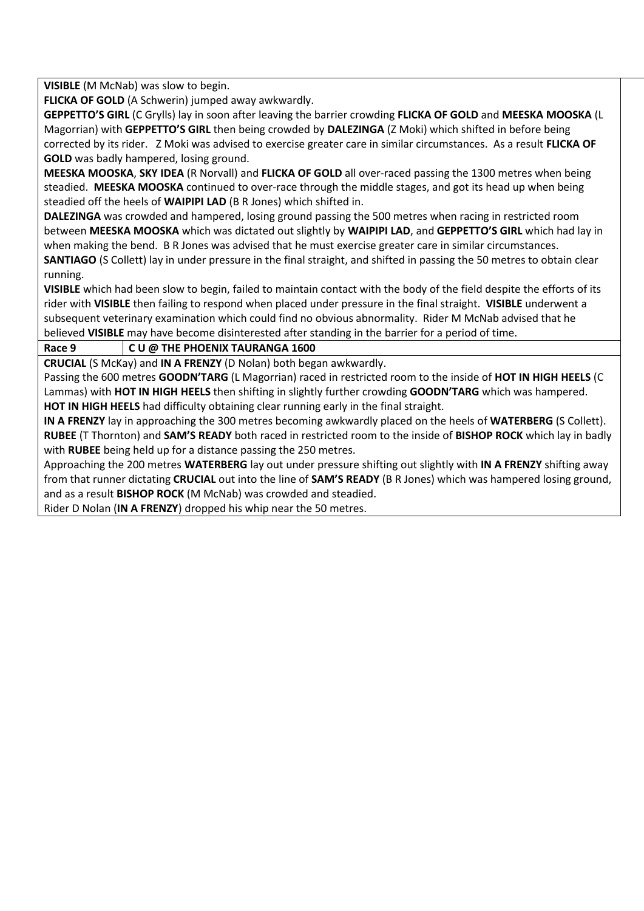**VISIBLE** (M McNab) was slow to begin.

**FLICKA OF GOLD** (A Schwerin) jumped away awkwardly.

**GEPPETTO'S GIRL** (C Grylls) lay in soon after leaving the barrier crowding **FLICKA OF GOLD** and **MEESKA MOOSKA** (L Magorrian) with **GEPPETTO'S GIRL** then being crowded by **DALEZINGA** (Z Moki) which shifted in before being corrected by its rider. Z Moki was advised to exercise greater care in similar circumstances. As a result **FLICKA OF GOLD** was badly hampered, losing ground.

**MEESKA MOOSKA**, **SKY IDEA** (R Norvall) and **FLICKA OF GOLD** all over-raced passing the 1300 metres when being steadied. **MEESKA MOOSKA** continued to over-race through the middle stages, and got its head up when being steadied off the heels of **WAIPIPI LAD** (B R Jones) which shifted in.

**DALEZINGA** was crowded and hampered, losing ground passing the 500 metres when racing in restricted room between **MEESKA MOOSKA** which was dictated out slightly by **WAIPIPI LAD**, and **GEPPETTO'S GIRL** which had lay in when making the bend. B R Jones was advised that he must exercise greater care in similar circumstances.

**SANTIAGO** (S Collett) lay in under pressure in the final straight, and shifted in passing the 50 metres to obtain clear running.

**VISIBLE** which had been slow to begin, failed to maintain contact with the body of the field despite the efforts of its rider with **VISIBLE** then failing to respond when placed under pressure in the final straight. **VISIBLE** underwent a subsequent veterinary examination which could find no obvious abnormality. Rider M McNab advised that he believed **VISIBLE** may have become disinterested after standing in the barrier for a period of time.

| **Race 9** | **C U @ THE PHOENIX TAURANGA 1600** |
|---|---|

**CRUCIAL** (S McKay) and **IN A FRENZY** (D Nolan) both began awkwardly.

Passing the 600 metres **GOODN'TARG** (L Magorrian) raced in restricted room to the inside of **HOT IN HIGH HEELS** (C Lammas) with **HOT IN HIGH HEELS** then shifting in slightly further crowding **GOODN'TARG** which was hampered.

**HOT IN HIGH HEELS** had difficulty obtaining clear running early in the final straight.

**IN A FRENZY** lay in approaching the 300 metres becoming awkwardly placed on the heels of **WATERBERG** (S Collett).

**RUBEE** (T Thornton) and **SAM'S READY** both raced in restricted room to the inside of **BISHOP ROCK** which lay in badly with **RUBEE** being held up for a distance passing the 250 metres.

Approaching the 200 metres **WATERBERG** lay out under pressure shifting out slightly with **IN A FRENZY** shifting away from that runner dictating **CRUCIAL** out into the line of **SAM'S READY** (B R Jones) which was hampered losing ground, and as a result **BISHOP ROCK** (M McNab) was crowded and steadied.

Rider D Nolan (**IN A FRENZY**) dropped his whip near the 50 metres.